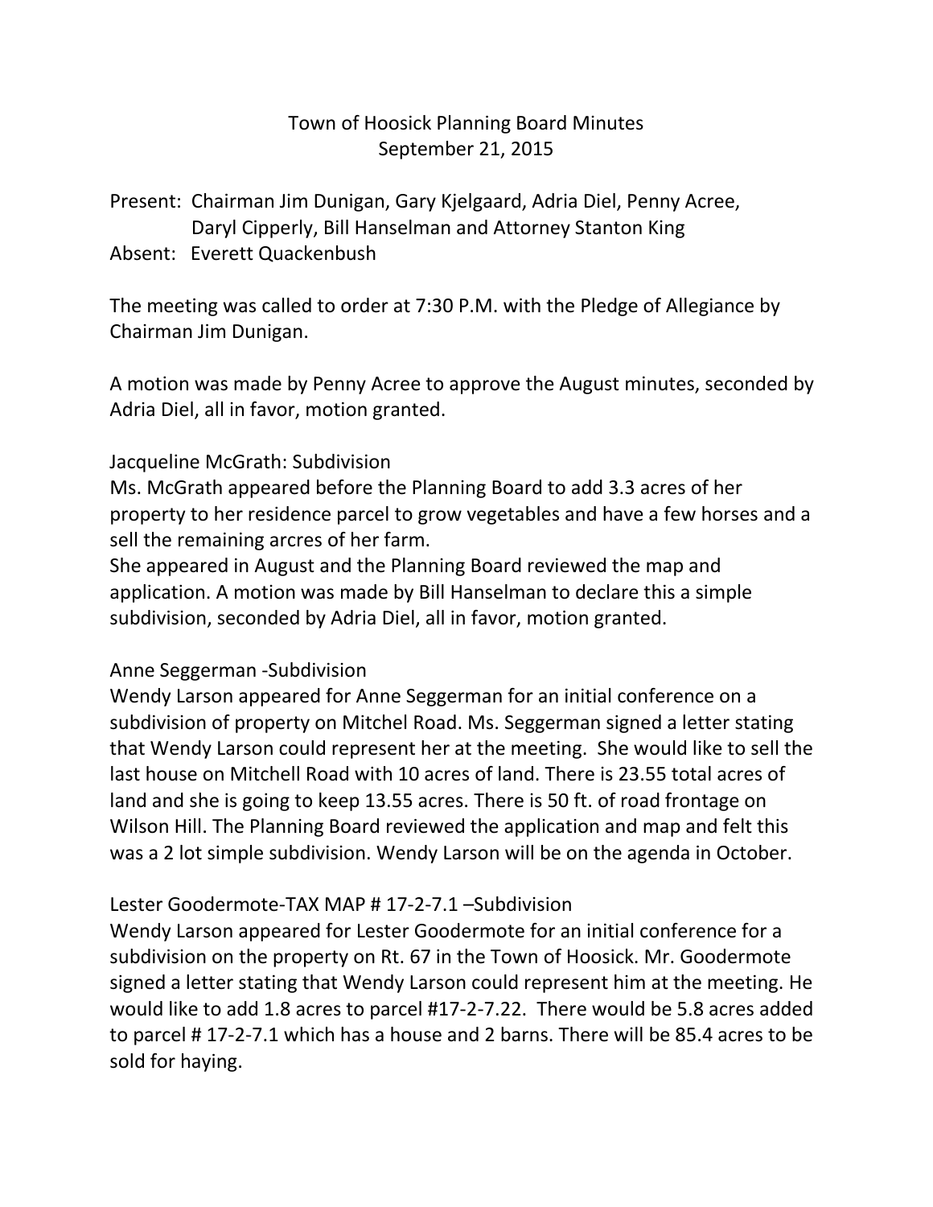# Town of Hoosick Planning Board Minutes
## September 21, 2015

Present: Chairman Jim Dunigan, Gary Kjelgaard, Adria Diel, Penny Acree, Daryl Cipperly, Bill Hanselman and Attorney Stanton King

Absent: Everett Quackenbush

The meeting was called to order at 7:30 P.M. with the Pledge of Allegiance by Chairman Jim Dunigan.

A motion was made by Penny Acree to approve the August minutes, seconded by Adria Diel, all in favor, motion granted.

Jacqueline McGrath: Subdivision

Ms. McGrath appeared before the Planning Board to add 3.3 acres of her property to her residence parcel to grow vegetables and have a few horses and a sell the remaining arcres of her farm.

She appeared in August and the Planning Board reviewed the map and application. A motion was made by Bill Hanselman to declare this a simple subdivision, seconded by Adria Diel, all in favor, motion granted.

Anne Seggerman -Subdivision

Wendy Larson appeared for Anne Seggerman for an initial conference on a subdivision of property on Mitchel Road. Ms. Seggerman signed a letter stating that Wendy Larson could represent her at the meeting. She would like to sell the last house on Mitchell Road with 10 acres of land. There is 23.55 total acres of land and she is going to keep 13.55 acres. There is 50 ft. of road frontage on Wilson Hill. The Planning Board reviewed the application and map and felt this was a 2 lot simple subdivision. Wendy Larson will be on the agenda in October.

Lester Goodermote-TAX MAP # 17-2-7.1 –Subdivision

Wendy Larson appeared for Lester Goodermote for an initial conference for a subdivision on the property on Rt. 67 in the Town of Hoosick. Mr. Goodermote signed a letter stating that Wendy Larson could represent him at the meeting. He would like to add 1.8 acres to parcel #17-2-7.22. There would be 5.8 acres added to parcel # 17-2-7.1 which has a house and 2 barns. There will be 85.4 acres to be sold for haying.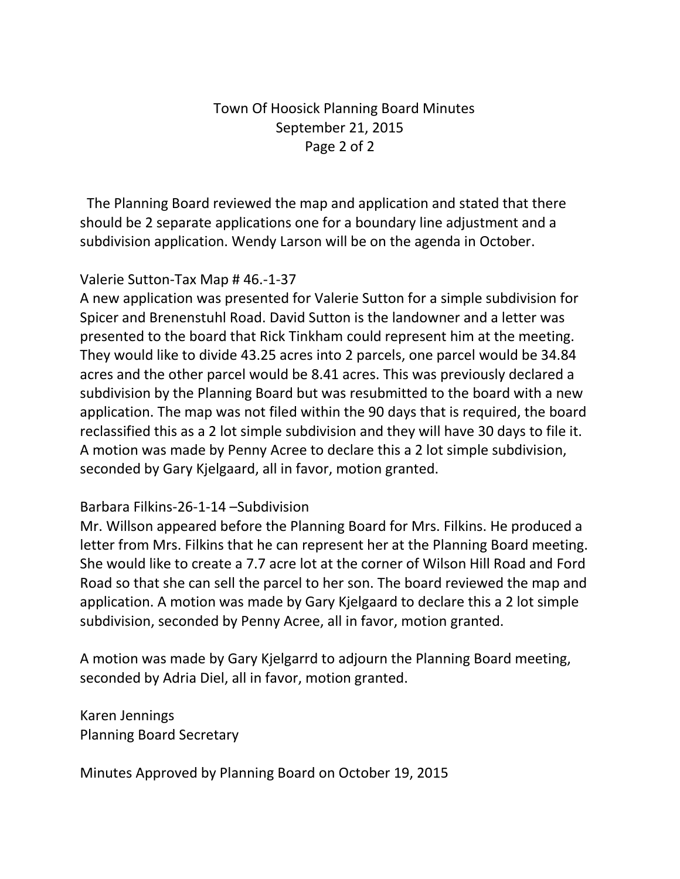The Planning Board reviewed the map and application and stated that there should be 2 separate applications one for a boundary line adjustment and a subdivision application. Wendy Larson will be on the agenda in October.

Valerie Sutton-Tax Map # 46.-1-37

A new application was presented for Valerie Sutton for a simple subdivision for Spicer and Brenenstuhl Road. David Sutton is the landowner and a letter was presented to the board that Rick Tinkham could represent him at the meeting. They would like to divide 43.25 acres into 2 parcels, one parcel would be 34.84 acres and the other parcel would be 8.41 acres. This was previously declared a subdivision by the Planning Board but was resubmitted to the board with a new application. The map was not filed within the 90 days that is required, the board reclassified this as a 2 lot simple subdivision and they will have 30 days to file it. A motion was made by Penny Acree to declare this a 2 lot simple subdivision, seconded by Gary Kjelgaard, all in favor, motion granted.

Barbara Filkins-26-1-14 –Subdivision

Mr. Willson appeared before the Planning Board for Mrs. Filkins. He produced a letter from Mrs. Filkins that he can represent her at the Planning Board meeting. She would like to create a 7.7 acre lot at the corner of Wilson Hill Road and Ford Road so that she can sell the parcel to her son. The board reviewed the map and application. A motion was made by Gary Kjelgaard to declare this a 2 lot simple subdivision, seconded by Penny Acree, all in favor, motion granted.

A motion was made by Gary Kjelgarrd to adjourn the Planning Board meeting, seconded by Adria Diel, all in favor, motion granted.

Karen Jennings
Planning Board Secretary

Minutes Approved by Planning Board on October 19, 2015